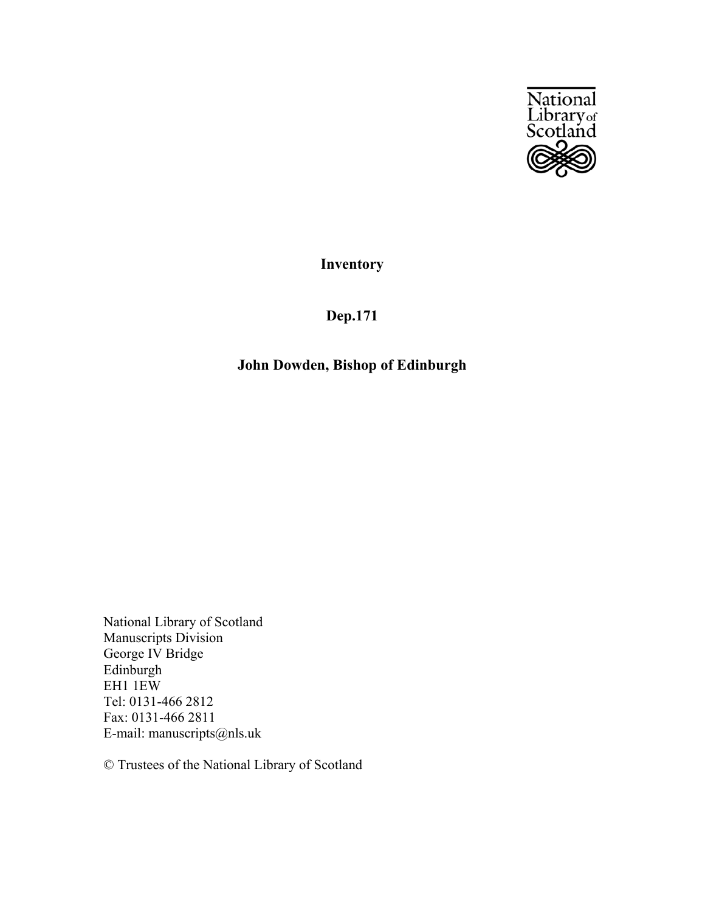National Library of Scotland

# Inventory

## Dep.171

## John Dowden, Bishop of Edinburgh

National Library of Scotland
Manuscripts Division
George IV Bridge
Edinburgh
EH1 1EW
Tel: 0131-466 2812
Fax: 0131-466 2811
E-mail: manuscripts@nls.uk

© Trustees of the National Library of Scotland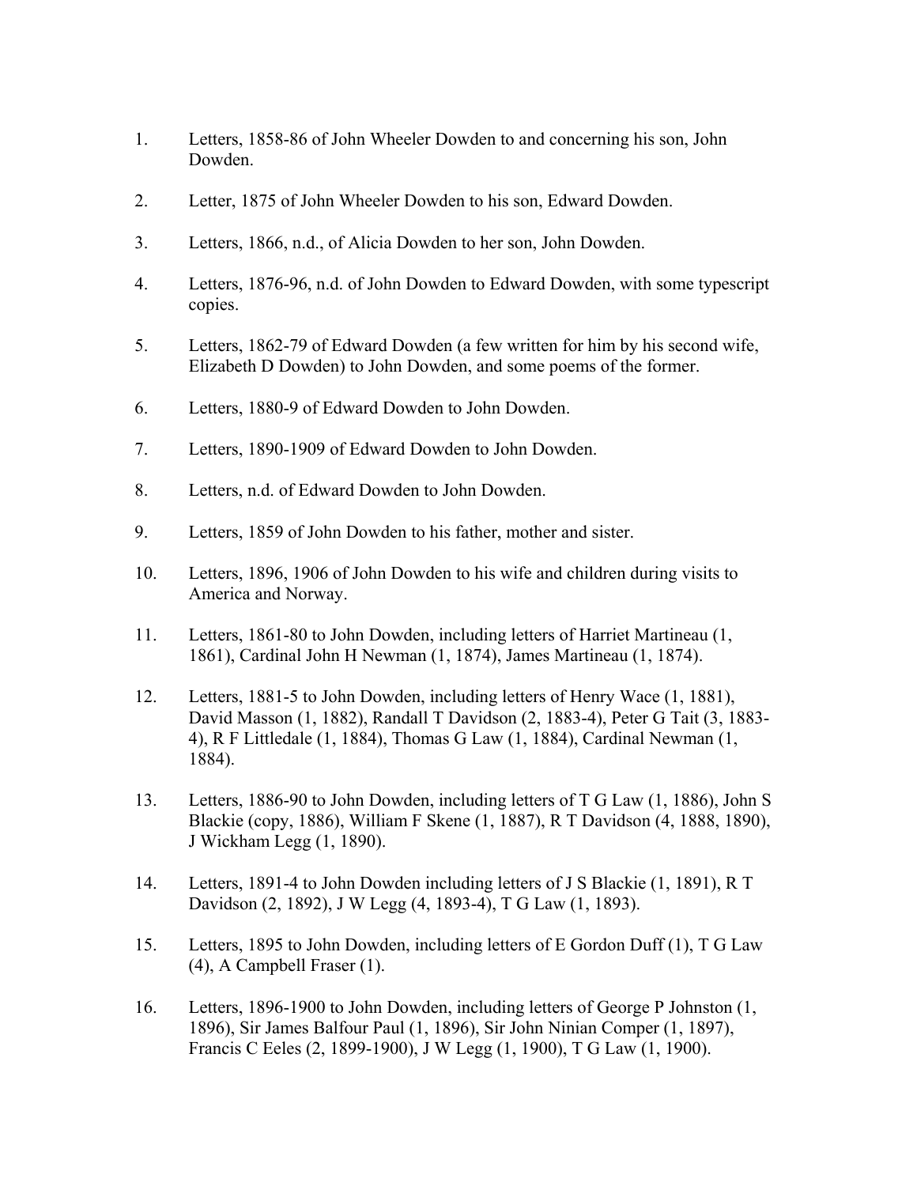1. Letters, 1858-86 of John Wheeler Dowden to and concerning his son, John Dowden.

2. Letter, 1875 of John Wheeler Dowden to his son, Edward Dowden.

3. Letters, 1866, n.d., of Alicia Dowden to her son, John Dowden.

4. Letters, 1876-96, n.d. of John Dowden to Edward Dowden, with some typescript copies.

5. Letters, 1862-79 of Edward Dowden (a few written for him by his second wife, Elizabeth D Dowden) to John Dowden, and some poems of the former.

6. Letters, 1880-9 of Edward Dowden to John Dowden.

7. Letters, 1890-1909 of Edward Dowden to John Dowden.

8. Letters, n.d. of Edward Dowden to John Dowden.

9. Letters, 1859 of John Dowden to his father, mother and sister.

10. Letters, 1896, 1906 of John Dowden to his wife and children during visits to America and Norway.

11. Letters, 1861-80 to John Dowden, including letters of Harriet Martineau (1, 1861), Cardinal John H Newman (1, 1874), James Martineau (1, 1874).

12. Letters, 1881-5 to John Dowden, including letters of Henry Wace (1, 1881), David Masson (1, 1882), Randall T Davidson (2, 1883-4), Peter G Tait (3, 1883-4), R F Littledale (1, 1884), Thomas G Law (1, 1884), Cardinal Newman (1, 1884).

13. Letters, 1886-90 to John Dowden, including letters of T G Law (1, 1886), John S Blackie (copy, 1886), William F Skene (1, 1887), R T Davidson (4, 1888, 1890), J Wickham Legg (1, 1890).

14. Letters, 1891-4 to John Dowden including letters of J S Blackie (1, 1891), R T Davidson (2, 1892), J W Legg (4, 1893-4), T G Law (1, 1893).

15. Letters, 1895 to John Dowden, including letters of E Gordon Duff (1), T G Law (4), A Campbell Fraser (1).

16. Letters, 1896-1900 to John Dowden, including letters of George P Johnston (1, 1896), Sir James Balfour Paul (1, 1896), Sir John Ninian Comper (1, 1897), Francis C Eeles (2, 1899-1900), J W Legg (1, 1900), T G Law (1, 1900).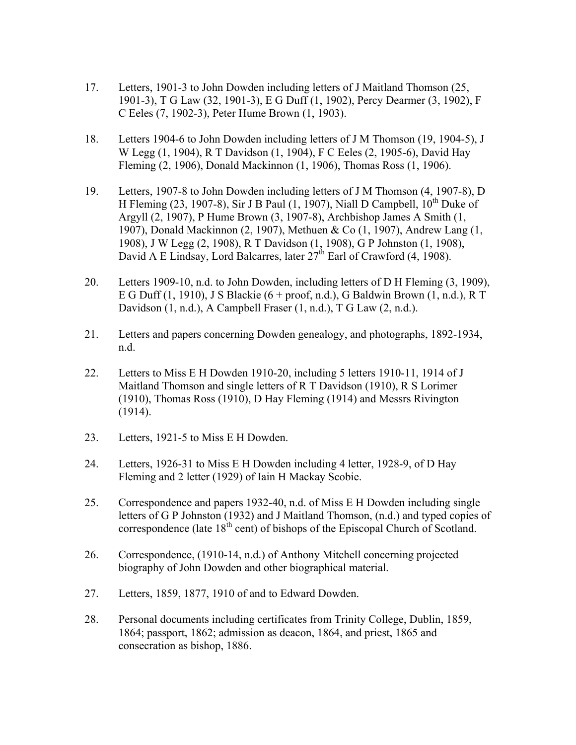17. Letters, 1901-3 to John Dowden including letters of J Maitland Thomson (25, 1901-3), T G Law (32, 1901-3), E G Duff (1, 1902), Percy Dearmer (3, 1902), F C Eeles (7, 1902-3), Peter Hume Brown (1, 1903).

18. Letters 1904-6 to John Dowden including letters of J M Thomson (19, 1904-5), J W Legg (1, 1904), R T Davidson (1, 1904), F C Eeles (2, 1905-6), David Hay Fleming (2, 1906), Donald Mackinnon (1, 1906), Thomas Ross (1, 1906).

19. Letters, 1907-8 to John Dowden including letters of J M Thomson (4, 1907-8), D H Fleming (23, 1907-8), Sir J B Paul (1, 1907), Niall D Campbell, 10th Duke of Argyll (2, 1907), P Hume Brown (3, 1907-8), Archbishop James A Smith (1, 1907), Donald Mackinnon (2, 1907), Methuen & Co (1, 1907), Andrew Lang (1, 1908), J W Legg (2, 1908), R T Davidson (1, 1908), G P Johnston (1, 1908), David A E Lindsay, Lord Balcarres, later 27th Earl of Crawford (4, 1908).

20. Letters 1909-10, n.d. to John Dowden, including letters of D H Fleming (3, 1909), E G Duff (1, 1910), J S Blackie (6 + proof, n.d.), G Baldwin Brown (1, n.d.), R T Davidson (1, n.d.), A Campbell Fraser (1, n.d.), T G Law (2, n.d.).

21. Letters and papers concerning Dowden genealogy, and photographs, 1892-1934, n.d.

22. Letters to Miss E H Dowden 1910-20, including 5 letters 1910-11, 1914 of J Maitland Thomson and single letters of R T Davidson (1910), R S Lorimer (1910), Thomas Ross (1910), D Hay Fleming (1914) and Messrs Rivington (1914).

23. Letters, 1921-5 to Miss E H Dowden.

24. Letters, 1926-31 to Miss E H Dowden including 4 letter, 1928-9, of D Hay Fleming and 2 letter (1929) of Iain H Mackay Scobie.

25. Correspondence and papers 1932-40, n.d. of Miss E H Dowden including single letters of G P Johnston (1932) and J Maitland Thomson, (n.d.) and typed copies of correspondence (late 18th cent) of bishops of the Episcopal Church of Scotland.

26. Correspondence, (1910-14, n.d.) of Anthony Mitchell concerning projected biography of John Dowden and other biographical material.

27. Letters, 1859, 1877, 1910 of and to Edward Dowden.

28. Personal documents including certificates from Trinity College, Dublin, 1859, 1864; passport, 1862; admission as deacon, 1864, and priest, 1865 and consecration as bishop, 1886.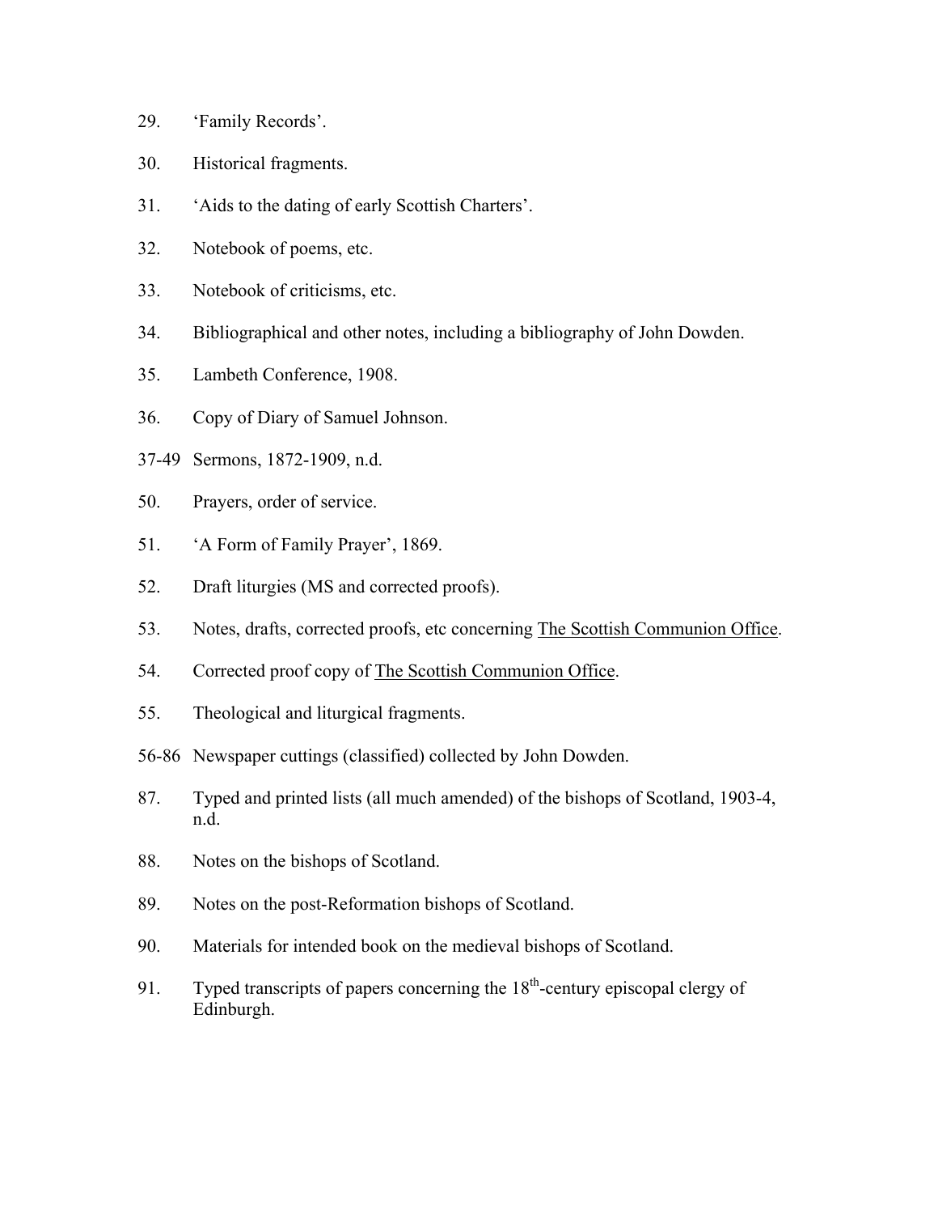29. 'Family Records'.

30. Historical fragments.

31. 'Aids to the dating of early Scottish Charters'.

32. Notebook of poems, etc.

33. Notebook of criticisms, etc.

34. Bibliographical and other notes, including a bibliography of John Dowden.

35. Lambeth Conference, 1908.

36. Copy of Diary of Samuel Johnson.

37-49 Sermons, 1872-1909, n.d.

50. Prayers, order of service.

51. 'A Form of Family Prayer', 1869.

52. Draft liturgies (MS and corrected proofs).

53. Notes, drafts, corrected proofs, etc concerning The Scottish Communion Office.

54. Corrected proof copy of The Scottish Communion Office.

55. Theological and liturgical fragments.

56-86 Newspaper cuttings (classified) collected by John Dowden.

87. Typed and printed lists (all much amended) of the bishops of Scotland, 1903-4, n.d.

88. Notes on the bishops of Scotland.

89. Notes on the post-Reformation bishops of Scotland.

90. Materials for intended book on the medieval bishops of Scotland.

91. Typed transcripts of papers concerning the 18th-century episcopal clergy of Edinburgh.